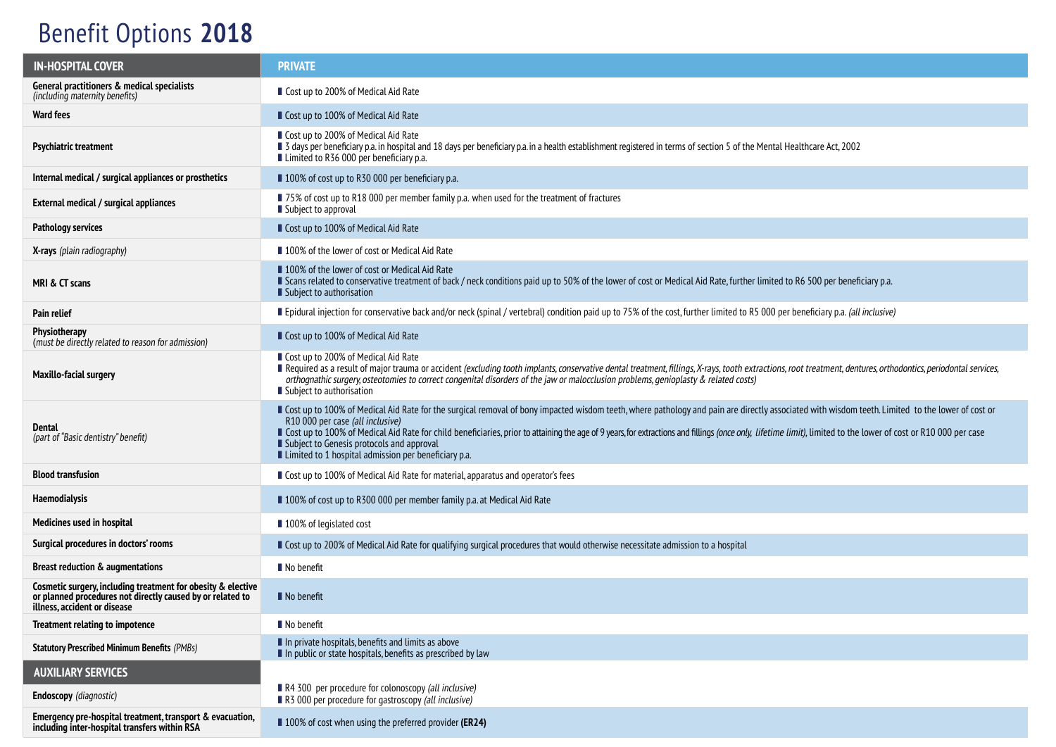# Benefit Options **2018**

| IN-HOSPITAL COVER | PRIVATE |
|---|---|
| **General practitioners & medical specialists** *(including maternity benefits)* | ▮ Cost up to 200% of Medical Aid Rate |
| **Ward fees** | ▮ Cost up to 100% of Medical Aid Rate |
| **Psychiatric treatment** | ▮ Cost up to 200% of Medical Aid Rate<br>▮ 3 days per beneficiary p.a. in hospital and 18 days per beneficiary p.a. in a health establishment registered in terms of section 5 of the Mental Healthcare Act, 2002<br>▮ Limited to R36 000 per beneficiary p.a. |
| **Internal medical / surgical appliances or prosthetics** | ▮ 100% of cost up to R30 000 per beneficiary p.a. |
| **External medical / surgical appliances** | ▮ 75% of cost up to R18 000 per member family p.a. when used for the treatment of fractures<br>▮ Subject to approval |
| **Pathology services** | ▮ Cost up to 100% of Medical Aid Rate |
| **X-rays** *(plain radiography)* | ▮ 100% of the lower of cost or Medical Aid Rate |
| **MRI & CT scans** | ▮ 100% of the lower of cost or Medical Aid Rate<br>▮ Scans related to conservative treatment of back / neck conditions paid up to 50% of the lower of cost or Medical Aid Rate, further limited to R6 500 per beneficiary p.a.<br>▮ Subject to authorisation |
| **Pain relief** | ▮ Epidural injection for conservative back and/or neck (spinal / vertebral) condition paid up to 75% of the cost, further limited to R5 000 per beneficiary p.a. *(all inclusive)* |
| **Physiotherapy** *(must be directly related to reason for admission)* | ▮ Cost up to 100% of Medical Aid Rate |
| **Maxillo-facial surgery** | ▮ Cost up to 200% of Medical Aid Rate<br>▮ Required as a result of major trauma or accident *(excluding tooth implants, conservative dental treatment, fillings, X-rays, tooth extractions, root treatment, dentures, orthodontics, periodontal services, orthognathic surgery, osteotomies to correct congenital disorders of the jaw or malocclusion problems, genioplasty & related costs)*<br>▮ Subject to authorisation |
| **Dental** *(part of "Basic dentistry" benefit)* | ▮ Cost up to 100% of Medical Aid Rate for the surgical removal of bony impacted wisdom teeth, where pathology and pain are directly associated with wisdom teeth. Limited to the lower of cost or R10 000 per case *(all inclusive)*<br>▮ Cost up to 100% of Medical Aid Rate for child beneficiaries, prior to attaining the age of 9 years, for extractions and fillings *(once only, lifetime limit)*, limited to the lower of cost or R10 000 per case<br>▮ Subject to Genesis protocols and approval<br>▮ Limited to 1 hospital admission per beneficiary p.a. |
| **Blood transfusion** | ▮ Cost up to 100% of Medical Aid Rate for material, apparatus and operator's fees |
| **Haemodialysis** | ▮ 100% of cost up to R300 000 per member family p.a. at Medical Aid Rate |
| **Medicines used in hospital** | ▮ 100% of legislated cost |
| **Surgical procedures in doctors' rooms** | ▮ Cost up to 200% of Medical Aid Rate for qualifying surgical procedures that would otherwise necessitate admission to a hospital |
| **Breast reduction & augmentations** | ▮ No benefit |
| **Cosmetic surgery, including treatment for obesity & elective or planned procedures not directly caused by or related to illness, accident or disease** | ▮ No benefit |
| **Treatment relating to impotence** | ▮ No benefit |
| **Statutory Prescribed Minimum Benefits** *(PMBs)* | ▮ In private hospitals, benefits and limits as above<br>▮ In public or state hospitals, benefits as prescribed by law |
| **AUXILIARY SERVICES** | |
| **Endoscopy** *(diagnostic)* | ▮ R4 300 per procedure for colonoscopy *(all inclusive)*<br>▮ R3 000 per procedure for gastroscopy *(all inclusive)* |
| **Emergency pre-hospital treatment, transport & evacuation, including inter-hospital transfers within RSA** | ▮ 100% of cost when using the preferred provider **(ER24)** |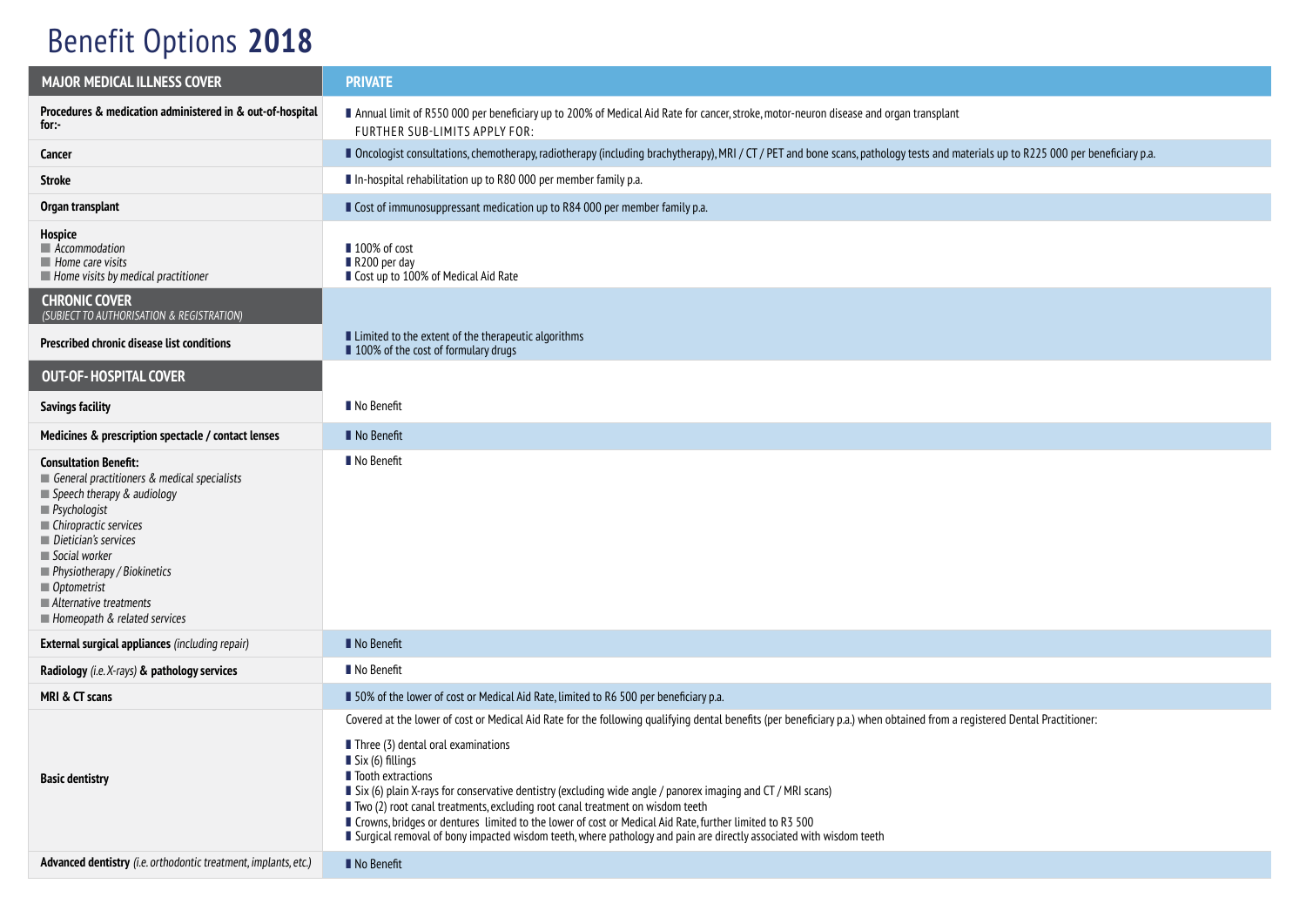# Benefit Options **2018**

| MAJOR MEDICAL ILLNESS COVER | PRIVATE |
|---|---|
| **Procedures & medication administered in & out-of-hospital for:-** | Annual limit of R550 000 per beneficiary up to 200% of Medical Aid Rate for cancer, stroke, motor-neuron disease and organ transplant<br>FURTHER SUB-LIMITS APPLY FOR: |
| **Cancer** | Oncologist consultations, chemotherapy, radiotherapy (including brachytherapy), MRI / CT / PET and bone scans, pathology tests and materials up to R225 000 per beneficiary p.a. |
| **Stroke** | In-hospital rehabilitation up to R80 000 per member family p.a. |
| **Organ transplant** | Cost of immunosuppressant medication up to R84 000 per member family p.a. |
| **Hospice**<br>*Accommodation*<br>*Home care visits*<br>*Home visits by medical practitioner* | 100% of cost<br>R200 per day<br>Cost up to 100% of Medical Aid Rate |
| **CHRONIC COVER**<br>*(SUBJECT TO AUTHORISATION & REGISTRATION)* | |
| **Prescribed chronic disease list conditions** | Limited to the extent of the therapeutic algorithms<br>100% of the cost of formulary drugs |
| **OUT-OF- HOSPITAL COVER** | |
| **Savings facility** | No Benefit |
| **Medicines & prescription spectacle / contact lenses** | No Benefit |
| **Consultation Benefit:**<br>*General practitioners & medical specialists*<br>*Speech therapy & audiology*<br>*Psychologist*<br>*Chiropractic services*<br>*Dietician's services*<br>*Social worker*<br>*Physiotherapy / Biokinetics*<br>*Optometrist*<br>*Alternative treatments*<br>*Homeopath & related services* | No Benefit |
| **External surgical appliances** *(including repair)* | No Benefit |
| **Radiology** *(i.e. X-rays)* **& pathology services** | No Benefit |
| **MRI & CT scans** | 50% of the lower of cost or Medical Aid Rate, limited to R6 500 per beneficiary p.a. |
| **Basic dentistry** | Covered at the lower of cost or Medical Aid Rate for the following qualifying dental benefits (per beneficiary p.a.) when obtained from a registered Dental Practitioner:<br>Three (3) dental oral examinations<br>Six (6) fillings<br>Tooth extractions<br>Six (6) plain X-rays for conservative dentistry (excluding wide angle / panorex imaging and CT / MRI scans)<br>Two (2) root canal treatments, excluding root canal treatment on wisdom teeth<br>Crowns, bridges or dentures limited to the lower of cost or Medical Aid Rate, further limited to R3 500<br>Surgical removal of bony impacted wisdom teeth, where pathology and pain are directly associated with wisdom teeth |
| **Advanced dentistry** *(i.e. orthodontic treatment, implants, etc.)* | No Benefit |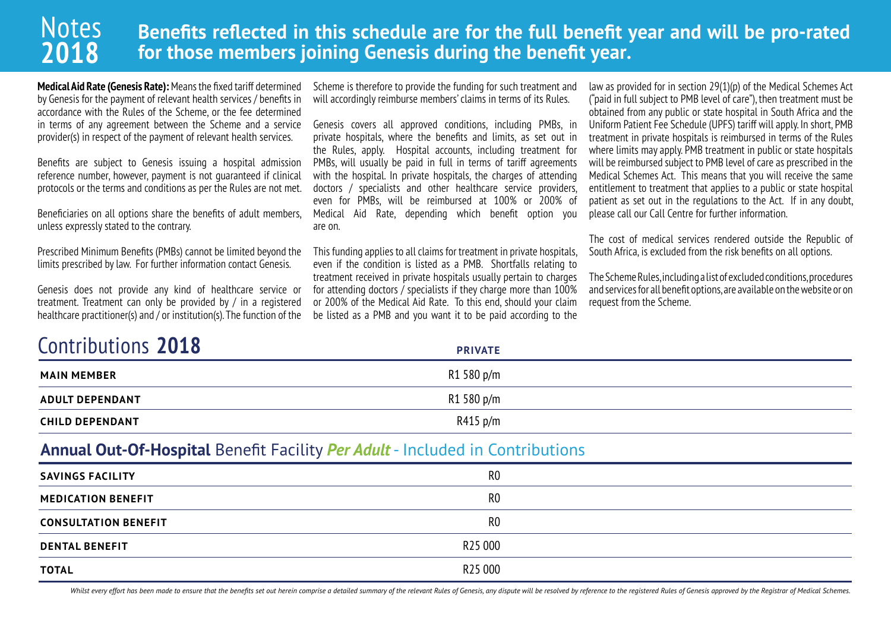# Notes 2018

## Benefits reflected in this schedule are for the full benefit year and will be pro-rated for those members joining Genesis during the benefit year.

**Medical Aid Rate (Genesis Rate):** Means the fixed tariff determined by Genesis for the payment of relevant health services / benefits in accordance with the Rules of the Scheme, or the fee determined in terms of any agreement between the Scheme and a service provider(s) in respect of the payment of relevant health services.

Benefits are subject to Genesis issuing a hospital admission reference number, however, payment is not guaranteed if clinical protocols or the terms and conditions as per the Rules are not met.

Beneficiaries on all options share the benefits of adult members, unless expressly stated to the contrary.

Prescribed Minimum Benefits (PMBs) cannot be limited beyond the limits prescribed by law. For further information contact Genesis.

Genesis does not provide any kind of healthcare service or treatment. Treatment can only be provided by / in a registered healthcare practitioner(s) and / or institution(s). The function of the Scheme is therefore to provide the funding for such treatment and will accordingly reimburse members' claims in terms of its Rules.

Genesis covers all approved conditions, including PMBs, in private hospitals, where the benefits and limits, as set out in the Rules, apply. Hospital accounts, including treatment for PMBs, will usually be paid in full in terms of tariff agreements with the hospital. In private hospitals, the charges of attending doctors / specialists and other healthcare service providers, even for PMBs, will be reimbursed at 100% or 200% of Medical Aid Rate, depending which benefit option you are on.

This funding applies to all claims for treatment in private hospitals, even if the condition is listed as a PMB. Shortfalls relating to treatment received in private hospitals usually pertain to charges for attending doctors / specialists if they charge more than 100% or 200% of the Medical Aid Rate. To this end, should your claim be listed as a PMB and you want it to be paid according to the law as provided for in section 29(1)(p) of the Medical Schemes Act ("paid in full subject to PMB level of care"), then treatment must be obtained from any public or state hospital in South Africa and the Uniform Patient Fee Schedule (UPFS) tariff will apply. In short, PMB treatment in private hospitals is reimbursed in terms of the Rules where limits may apply. PMB treatment in public or state hospitals will be reimbursed subject to PMB level of care as prescribed in the Medical Schemes Act. This means that you will receive the same entitlement to treatment that applies to a public or state hospital patient as set out in the regulations to the Act. If in any doubt, please call our Call Centre for further information.

The cost of medical services rendered outside the Republic of South Africa, is excluded from the risk benefits on all options.

The Scheme Rules, including a list of excluded conditions, procedures and services for all benefit options, are available on the website or on request from the Scheme.

## Contributions 2018

| | PRIVATE |
|---|---|
| MAIN MEMBER | R1 580 p/m |
| ADULT DEPENDANT | R1 580 p/m |
| CHILD DEPENDANT | R415 p/m |

## Annual Out-Of-Hospital Benefit Facility *Per Adult* - Included in Contributions

| | |
|---|---|
| SAVINGS FACILITY | R0 |
| MEDICATION BENEFIT | R0 |
| CONSULTATION BENEFIT | R0 |
| DENTAL BENEFIT | R25 000 |
| TOTAL | R25 000 |

*Whilst every effort has been made to ensure that the benefits set out herein comprise a detailed summary of the relevant Rules of Genesis, any dispute will be resolved by reference to the registered Rules of Genesis approved by the Registrar of Medical Schemes.*